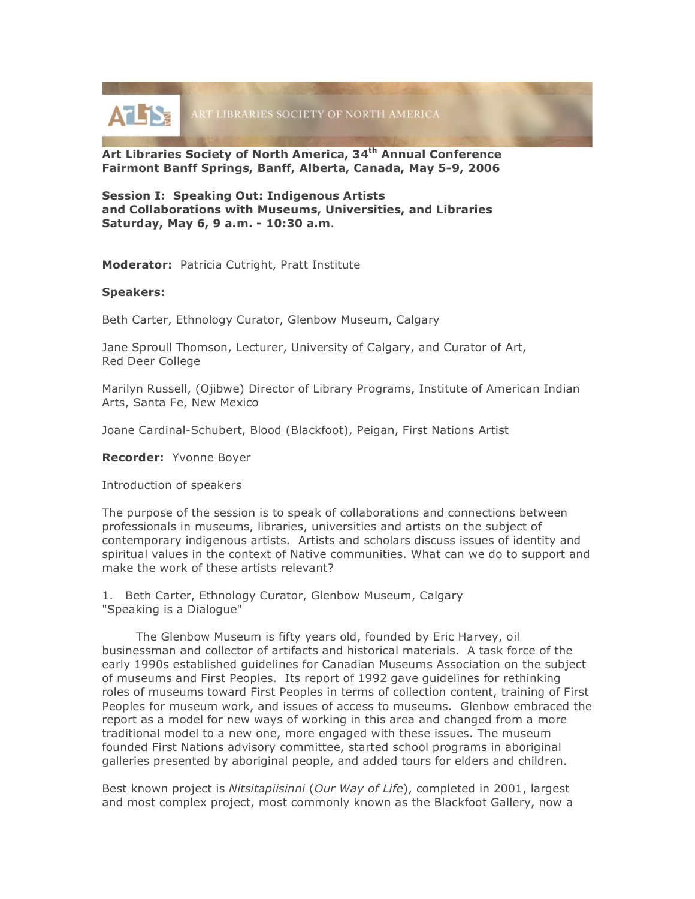ART LIBRARIES SOCIETY OF NORTH AMERICA

**Art Libraries Society of North America, 34th Annual Conference**
**Fairmont Banff Springs, Banff, Alberta, Canada, May 5-9, 2006**

**Session I: Speaking Out: Indigenous Artists and Collaborations with Museums, Universities, and Libraries**
**Saturday, May 6, 9 a.m. - 10:30 a.m.**

**Moderator:** Patricia Cutright, Pratt Institute

**Speakers:**

Beth Carter, Ethnology Curator, Glenbow Museum, Calgary

Jane Sproull Thomson, Lecturer, University of Calgary, and Curator of Art, Red Deer College

Marilyn Russell, (Ojibwe) Director of Library Programs, Institute of American Indian Arts, Santa Fe, New Mexico

Joane Cardinal-Schubert, Blood (Blackfoot), Peigan, First Nations Artist

**Recorder:** Yvonne Boyer

Introduction of speakers

The purpose of the session is to speak of collaborations and connections between professionals in museums, libraries, universities and artists on the subject of contemporary indigenous artists. Artists and scholars discuss issues of identity and spiritual values in the context of Native communities. What can we do to support and make the work of these artists relevant?

1. Beth Carter, Ethnology Curator, Glenbow Museum, Calgary
"Speaking is a Dialogue"

The Glenbow Museum is fifty years old, founded by Eric Harvey, oil businessman and collector of artifacts and historical materials. A task force of the early 1990s established guidelines for Canadian Museums Association on the subject of museums and First Peoples. Its report of 1992 gave guidelines for rethinking roles of museums toward First Peoples in terms of collection content, training of First Peoples for museum work, and issues of access to museums. Glenbow embraced the report as a model for new ways of working in this area and changed from a more traditional model to a new one, more engaged with these issues. The museum founded First Nations advisory committee, started school programs in aboriginal galleries presented by aboriginal people, and added tours for elders and children.

Best known project is *Nitsitapiisinni* (*Our Way of Life*), completed in 2001, largest and most complex project, most commonly known as the Blackfoot Gallery, now a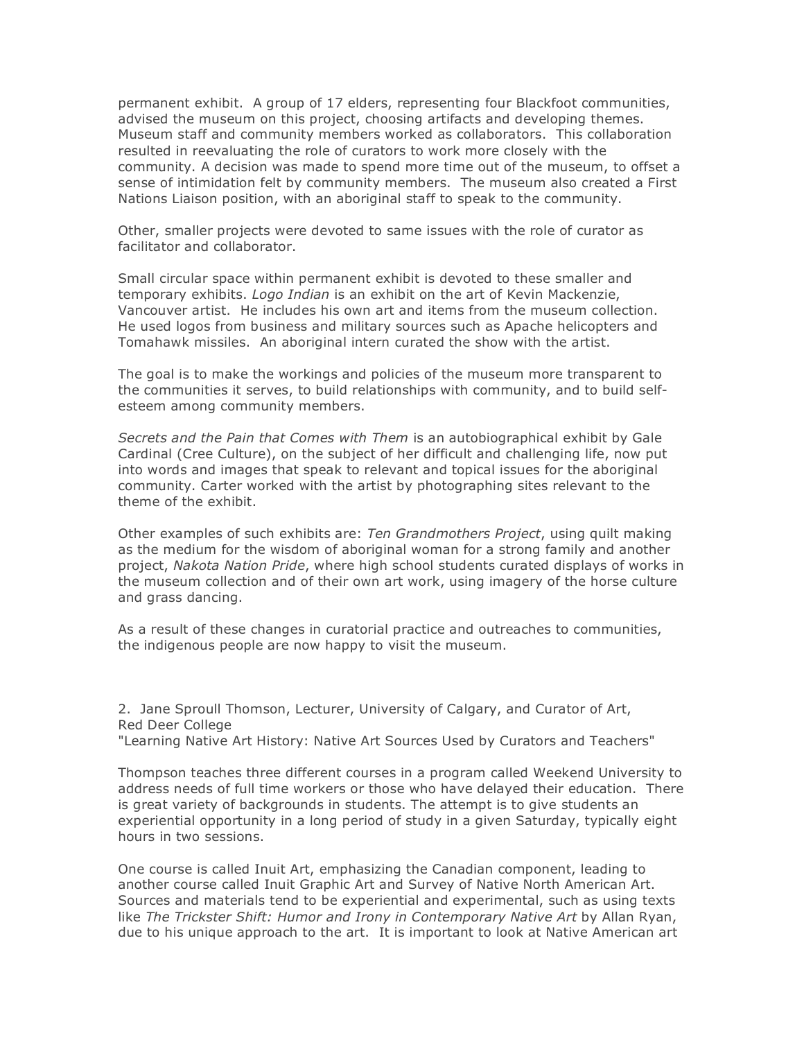permanent exhibit. A group of 17 elders, representing four Blackfoot communities, advised the museum on this project, choosing artifacts and developing themes. Museum staff and community members worked as collaborators. This collaboration resulted in reevaluating the role of curators to work more closely with the community. A decision was made to spend more time out of the museum, to offset a sense of intimidation felt by community members. The museum also created a First Nations Liaison position, with an aboriginal staff to speak to the community.

Other, smaller projects were devoted to same issues with the role of curator as facilitator and collaborator.

Small circular space within permanent exhibit is devoted to these smaller and temporary exhibits. *Logo Indian* is an exhibit on the art of Kevin Mackenzie, Vancouver artist. He includes his own art and items from the museum collection. He used logos from business and military sources such as Apache helicopters and Tomahawk missiles. An aboriginal intern curated the show with the artist.

The goal is to make the workings and policies of the museum more transparent to the communities it serves, to build relationships with community, and to build self-esteem among community members.

*Secrets and the Pain that Comes with Them* is an autobiographical exhibit by Gale Cardinal (Cree Culture), on the subject of her difficult and challenging life, now put into words and images that speak to relevant and topical issues for the aboriginal community. Carter worked with the artist by photographing sites relevant to the theme of the exhibit.

Other examples of such exhibits are: *Ten Grandmothers Project*, using quilt making as the medium for the wisdom of aboriginal woman for a strong family and another project, *Nakota Nation Pride*, where high school students curated displays of works in the museum collection and of their own art work, using imagery of the horse culture and grass dancing.

As a result of these changes in curatorial practice and outreaches to communities, the indigenous people are now happy to visit the museum.

2. Jane Sproull Thomson, Lecturer, University of Calgary, and Curator of Art, Red Deer College
"Learning Native Art History: Native Art Sources Used by Curators and Teachers"

Thompson teaches three different courses in a program called Weekend University to address needs of full time workers or those who have delayed their education. There is great variety of backgrounds in students. The attempt is to give students an experiential opportunity in a long period of study in a given Saturday, typically eight hours in two sessions.

One course is called Inuit Art, emphasizing the Canadian component, leading to another course called Inuit Graphic Art and Survey of Native North American Art. Sources and materials tend to be experiential and experimental, such as using texts like *The Trickster Shift: Humor and Irony in Contemporary Native Art* by Allan Ryan, due to his unique approach to the art. It is important to look at Native American art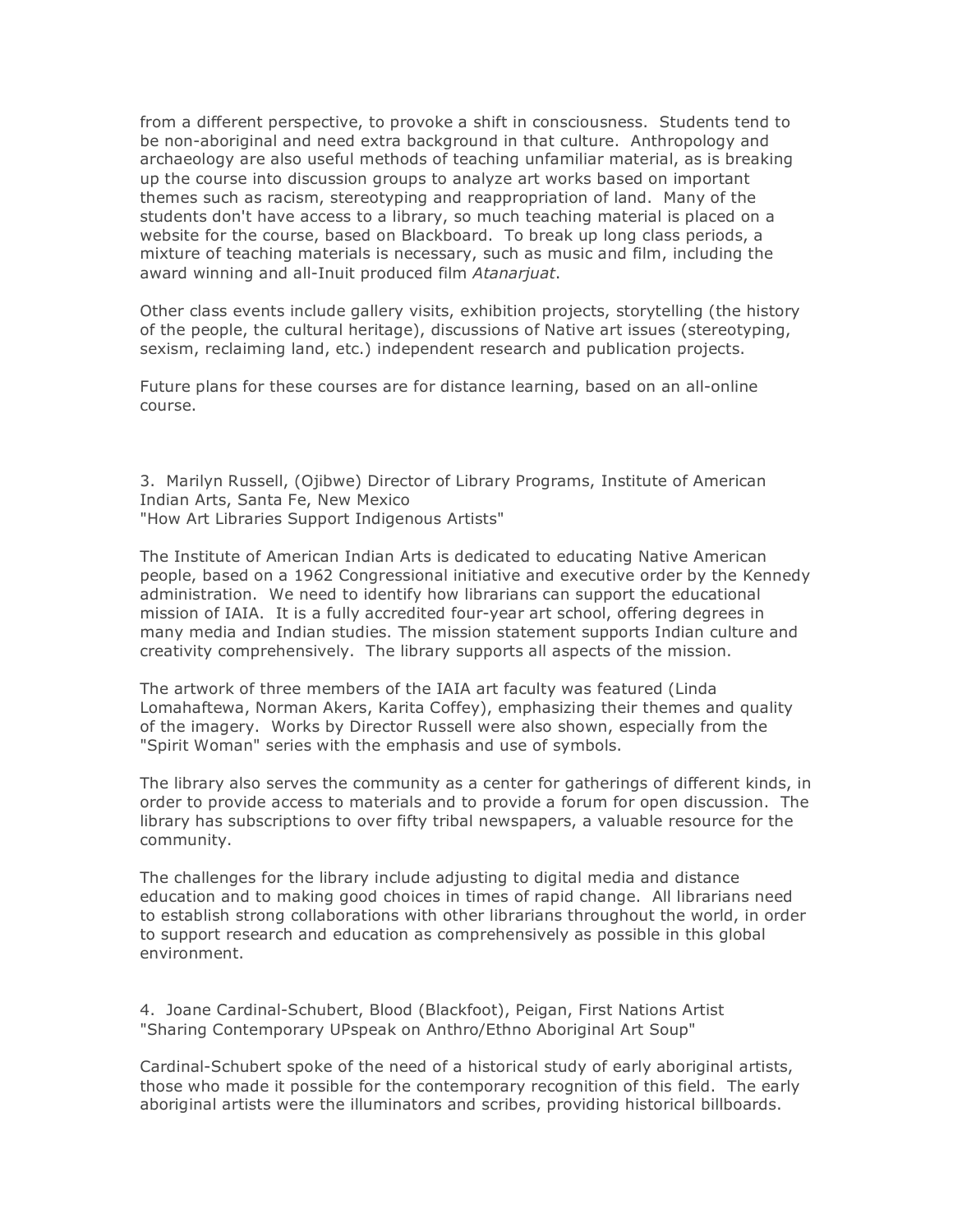from a different perspective, to provoke a shift in consciousness. Students tend to be non-aboriginal and need extra background in that culture. Anthropology and archaeology are also useful methods of teaching unfamiliar material, as is breaking up the course into discussion groups to analyze art works based on important themes such as racism, stereotyping and reappropriation of land. Many of the students don't have access to a library, so much teaching material is placed on a website for the course, based on Blackboard. To break up long class periods, a mixture of teaching materials is necessary, such as music and film, including the award winning and all-Inuit produced film *Atanarjuat*.

Other class events include gallery visits, exhibition projects, storytelling (the history of the people, the cultural heritage), discussions of Native art issues (stereotyping, sexism, reclaiming land, etc.) independent research and publication projects.

Future plans for these courses are for distance learning, based on an all-online course.

3. Marilyn Russell, (Ojibwe) Director of Library Programs, Institute of American Indian Arts, Santa Fe, New Mexico
"How Art Libraries Support Indigenous Artists"

The Institute of American Indian Arts is dedicated to educating Native American people, based on a 1962 Congressional initiative and executive order by the Kennedy administration. We need to identify how librarians can support the educational mission of IAIA. It is a fully accredited four-year art school, offering degrees in many media and Indian studies. The mission statement supports Indian culture and creativity comprehensively. The library supports all aspects of the mission.

The artwork of three members of the IAIA art faculty was featured (Linda Lomahaftewa, Norman Akers, Karita Coffey), emphasizing their themes and quality of the imagery. Works by Director Russell were also shown, especially from the "Spirit Woman" series with the emphasis and use of symbols.

The library also serves the community as a center for gatherings of different kinds, in order to provide access to materials and to provide a forum for open discussion. The library has subscriptions to over fifty tribal newspapers, a valuable resource for the community.

The challenges for the library include adjusting to digital media and distance education and to making good choices in times of rapid change. All librarians need to establish strong collaborations with other librarians throughout the world, in order to support research and education as comprehensively as possible in this global environment.

4. Joane Cardinal-Schubert, Blood (Blackfoot), Peigan, First Nations Artist
"Sharing Contemporary UPspeak on Anthro/Ethno Aboriginal Art Soup"

Cardinal-Schubert spoke of the need of a historical study of early aboriginal artists, those who made it possible for the contemporary recognition of this field. The early aboriginal artists were the illuminators and scribes, providing historical billboards.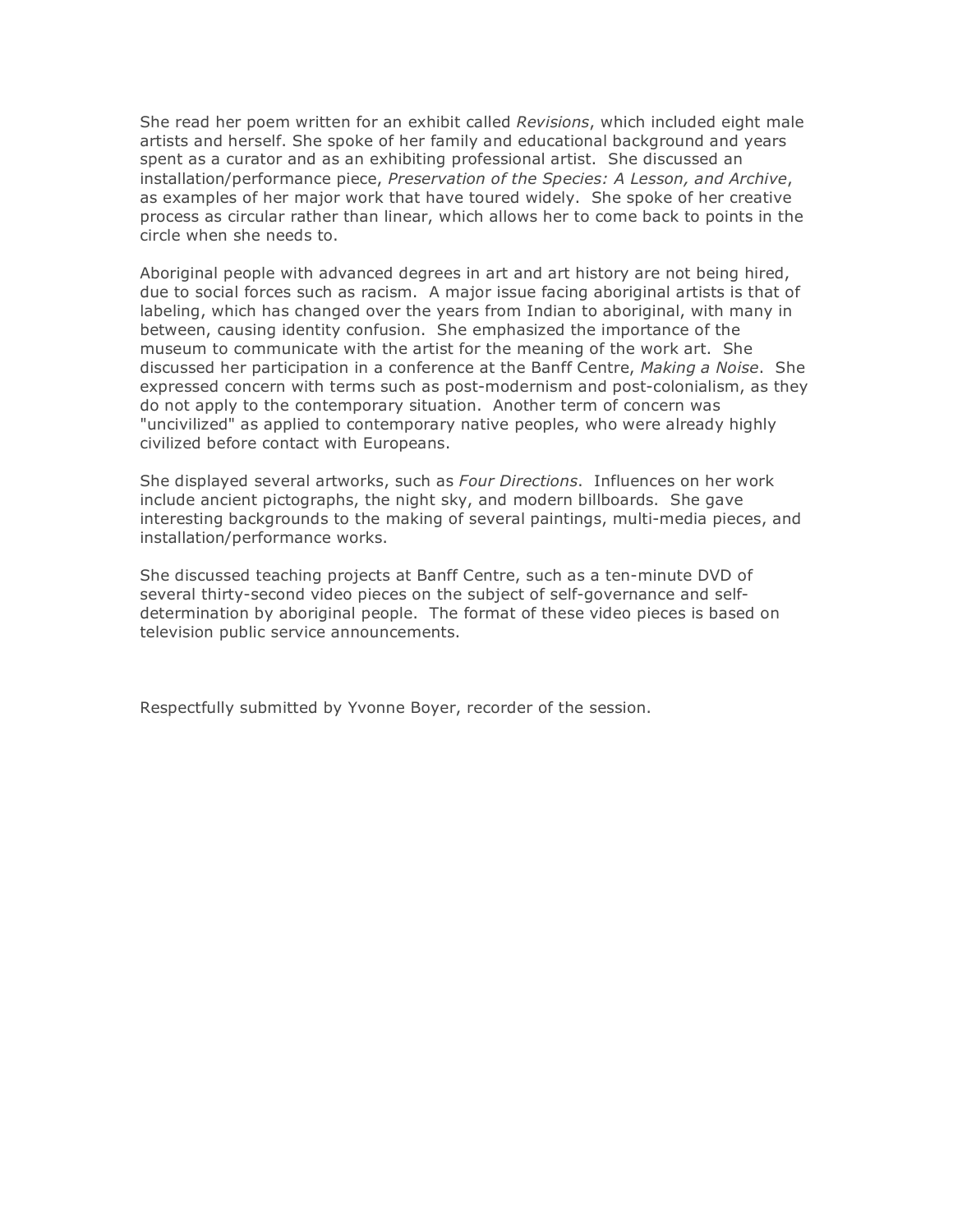She read her poem written for an exhibit called *Revisions*, which included eight male artists and herself. She spoke of her family and educational background and years spent as a curator and as an exhibiting professional artist. She discussed an installation/performance piece, *Preservation of the Species: A Lesson, and Archive*, as examples of her major work that have toured widely. She spoke of her creative process as circular rather than linear, which allows her to come back to points in the circle when she needs to.

Aboriginal people with advanced degrees in art and art history are not being hired, due to social forces such as racism. A major issue facing aboriginal artists is that of labeling, which has changed over the years from Indian to aboriginal, with many in between, causing identity confusion. She emphasized the importance of the museum to communicate with the artist for the meaning of the work art. She discussed her participation in a conference at the Banff Centre, *Making a Noise*. She expressed concern with terms such as post-modernism and post-colonialism, as they do not apply to the contemporary situation. Another term of concern was "uncivilized" as applied to contemporary native peoples, who were already highly civilized before contact with Europeans.

She displayed several artworks, such as *Four Directions*. Influences on her work include ancient pictographs, the night sky, and modern billboards. She gave interesting backgrounds to the making of several paintings, multi-media pieces, and installation/performance works.

She discussed teaching projects at Banff Centre, such as a ten-minute DVD of several thirty-second video pieces on the subject of self-governance and self-determination by aboriginal people. The format of these video pieces is based on television public service announcements.

Respectfully submitted by Yvonne Boyer, recorder of the session.